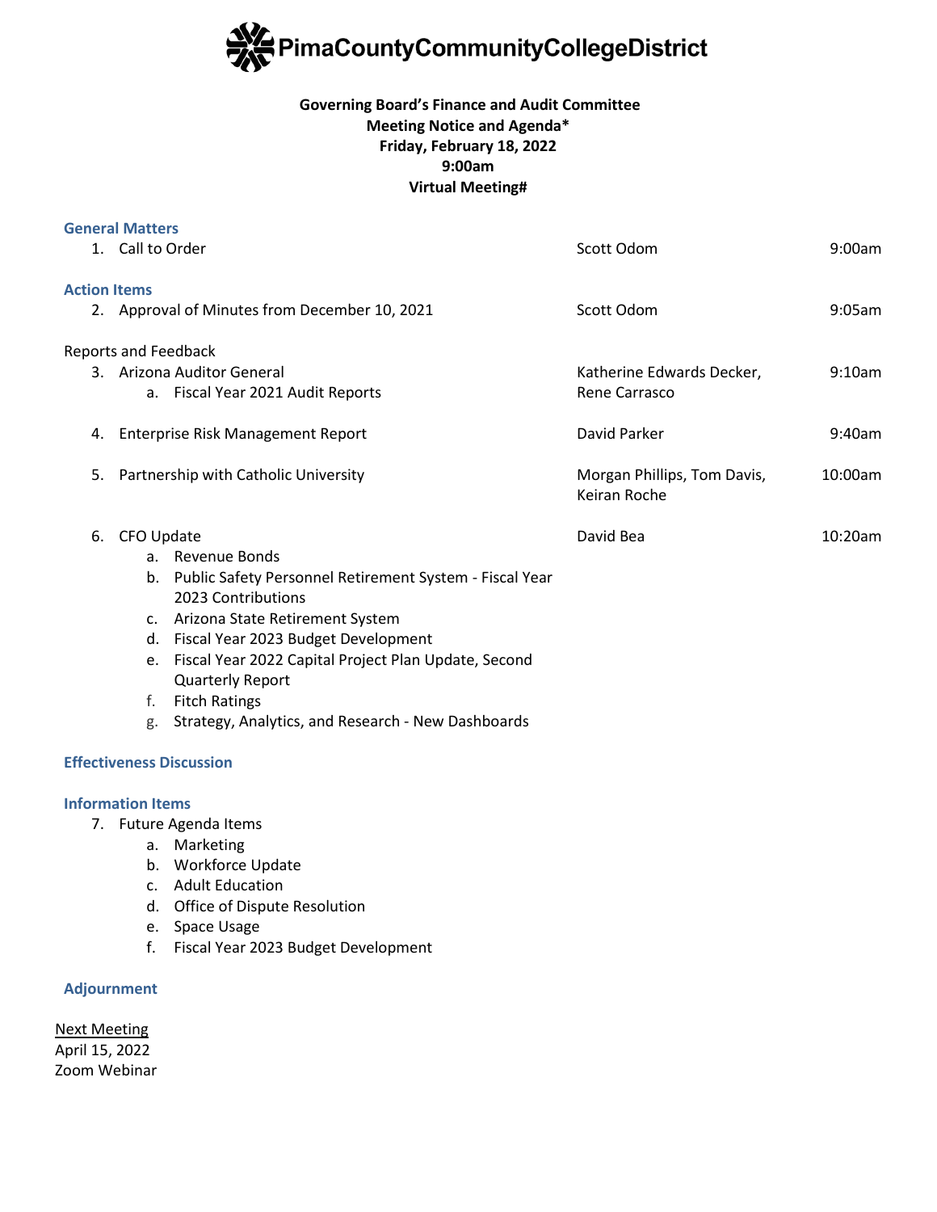# PimaCountyCommunityCollegeDistrict

**Governing Board's Finance and Audit Committee**
**Meeting Notice and Agenda***
**Friday, February 18, 2022**
**9:00am**
**Virtual Meeting#**

### General Matters

| | | |
|---|---|---|
| 1. Call to Order | Scott Odom | 9:00am |

### Action Items

| | | |
|---|---|---|
| 2. Approval of Minutes from December 10, 2021 | Scott Odom | 9:05am |

Reports and Feedback

| | | |
|---|---|---|
| 3. Arizona Auditor General<br>a. Fiscal Year 2021 Audit Reports | Katherine Edwards Decker, Rene Carrasco | 9:10am |
| 4. Enterprise Risk Management Report | David Parker | 9:40am |
| 5. Partnership with Catholic University | Morgan Phillips, Tom Davis, Keiran Roche | 10:00am |
| 6. CFO Update | David Bea | 10:20am |

   a. Revenue Bonds
   b. Public Safety Personnel Retirement System - Fiscal Year 2023 Contributions
   c. Arizona State Retirement System
   d. Fiscal Year 2023 Budget Development
   e. Fiscal Year 2022 Capital Project Plan Update, Second Quarterly Report
   f. Fitch Ratings
   g. Strategy, Analytics, and Research - New Dashboards

### Effectiveness Discussion

### Information Items

7. Future Agenda Items
   a. Marketing
   b. Workforce Update
   c. Adult Education
   d. Office of Dispute Resolution
   e. Space Usage
   f. Fiscal Year 2023 Budget Development

### Adjournment

Next Meeting
April 15, 2022
Zoom Webinar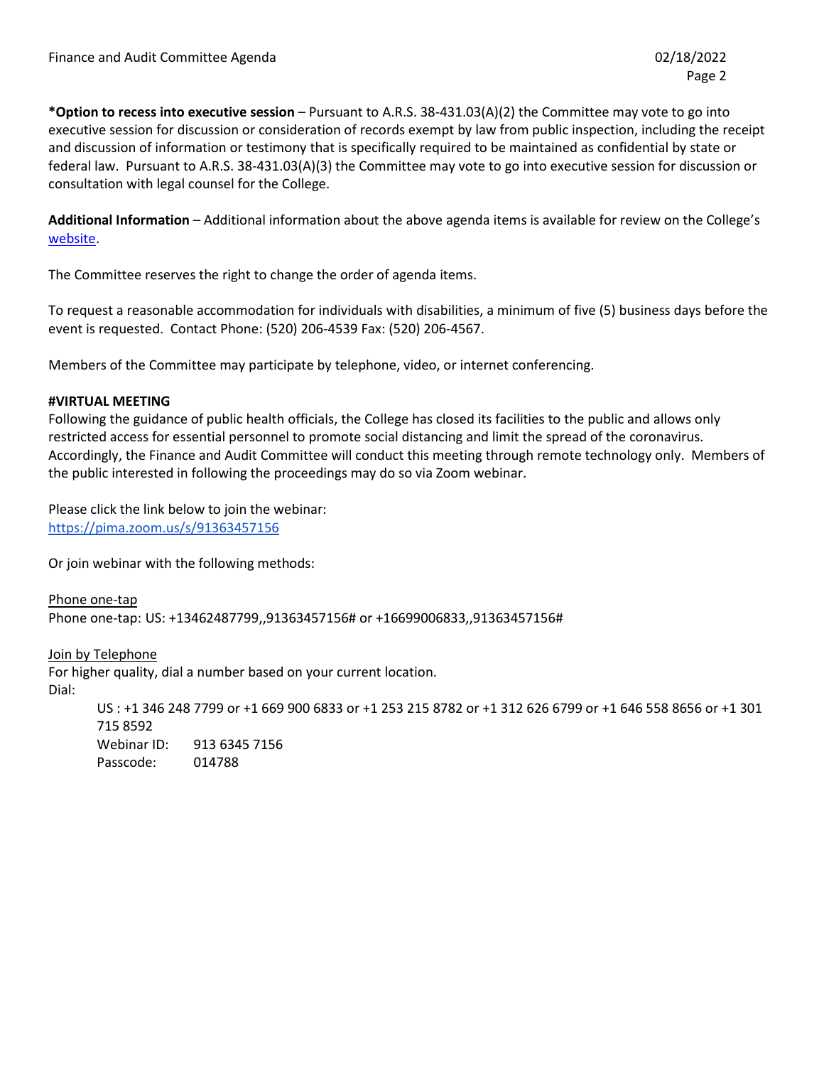**\*Option to recess into executive session** – Pursuant to A.R.S. 38-431.03(A)(2) the Committee may vote to go into executive session for discussion or consideration of records exempt by law from public inspection, including the receipt and discussion of information or testimony that is specifically required to be maintained as confidential by state or federal law. Pursuant to A.R.S. 38-431.03(A)(3) the Committee may vote to go into executive session for discussion or consultation with legal counsel for the College.

**Additional Information** – Additional information about the above agenda items is available for review on the College's website.

The Committee reserves the right to change the order of agenda items.

To request a reasonable accommodation for individuals with disabilities, a minimum of five (5) business days before the event is requested. Contact Phone: (520) 206-4539 Fax: (520) 206-4567.

Members of the Committee may participate by telephone, video, or internet conferencing.

**#VIRTUAL MEETING**

Following the guidance of public health officials, the College has closed its facilities to the public and allows only restricted access for essential personnel to promote social distancing and limit the spread of the coronavirus. Accordingly, the Finance and Audit Committee will conduct this meeting through remote technology only. Members of the public interested in following the proceedings may do so via Zoom webinar.

Please click the link below to join the webinar:
https://pima.zoom.us/s/91363457156

Or join webinar with the following methods:

Phone one-tap

Phone one-tap: US: +13462487799,,91363457156# or +16699006833,,91363457156#

Join by Telephone

For higher quality, dial a number based on your current location.

Dial:

US : +1 346 248 7799 or +1 669 900 6833 or +1 253 215 8782 or +1 312 626 6799 or +1 646 558 8656 or +1 301 715 8592

Webinar ID: 913 6345 7156

Passcode: 014788